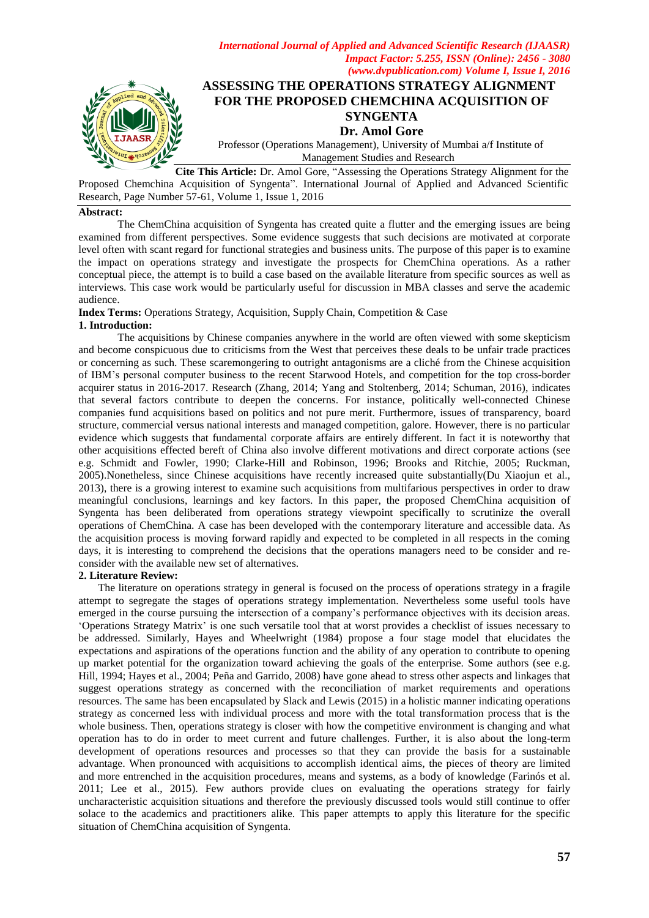# ASSESSING THE OPERATIONS STRATEGY ALIGNMENT FOR THE PROPOSED CHEMCHINA ACQUISITION OF SYNGENTA

**Dr. Amol Gore**

Professor (Operations Management), University of Mumbai a/f Institute of Management Studies and Research

**Cite This Article:** Dr. Amol Gore, "Assessing the Operations Strategy Alignment for the Proposed Chemchina Acquisition of Syngenta". International Journal of Applied and Advanced Scientific Research, Page Number 57-61, Volume 1, Issue 1, 2016

**Abstract:**

The ChemChina acquisition of Syngenta has created quite a flutter and the emerging issues are being examined from different perspectives. Some evidence suggests that such decisions are motivated at corporate level often with scant regard for functional strategies and business units. The purpose of this paper is to examine the impact on operations strategy and investigate the prospects for ChemChina operations. As a rather conceptual piece, the attempt is to build a case based on the available literature from specific sources as well as interviews. This case work would be particularly useful for discussion in MBA classes and serve the academic audience.

**Index Terms:** Operations Strategy, Acquisition, Supply Chain, Competition & Case

## 1. Introduction:

The acquisitions by Chinese companies anywhere in the world are often viewed with some skepticism and become conspicuous due to criticisms from the West that perceives these deals to be unfair trade practices or concerning as such. These scaremongering to outright antagonisms are a cliché from the Chinese acquisition of IBM's personal computer business to the recent Starwood Hotels, and competition for the top cross-border acquirer status in 2016-2017. Research (Zhang, 2014; Yang and Stoltenberg, 2014; Schuman, 2016), indicates that several factors contribute to deepen the concerns. For instance, politically well-connected Chinese companies fund acquisitions based on politics and not pure merit. Furthermore, issues of transparency, board structure, commercial versus national interests and managed competition, galore. However, there is no particular evidence which suggests that fundamental corporate affairs are entirely different. In fact it is noteworthy that other acquisitions effected bereft of China also involve different motivations and direct corporate actions (see e.g. Schmidt and Fowler, 1990; Clarke-Hill and Robinson, 1996; Brooks and Ritchie, 2005; Ruckman, 2005).Nonetheless, since Chinese acquisitions have recently increased quite substantially(Du Xiaojun et al., 2013), there is a growing interest to examine such acquisitions from multifarious perspectives in order to draw meaningful conclusions, learnings and key factors. In this paper, the proposed ChemChina acquisition of Syngenta has been deliberated from operations strategy viewpoint specifically to scrutinize the overall operations of ChemChina. A case has been developed with the contemporary literature and accessible data. As the acquisition process is moving forward rapidly and expected to be completed in all respects in the coming days, it is interesting to comprehend the decisions that the operations managers need to be consider and re-consider with the available new set of alternatives.

## 2. Literature Review:

The literature on operations strategy in general is focused on the process of operations strategy in a fragile attempt to segregate the stages of operations strategy implementation. Nevertheless some useful tools have emerged in the course pursuing the intersection of a company's performance objectives with its decision areas. 'Operations Strategy Matrix' is one such versatile tool that at worst provides a checklist of issues necessary to be addressed. Similarly, Hayes and Wheelwright (1984) propose a four stage model that elucidates the expectations and aspirations of the operations function and the ability of any operation to contribute to opening up market potential for the organization toward achieving the goals of the enterprise. Some authors (see e.g. Hill, 1994; Hayes et al., 2004; Peña and Garrido, 2008) have gone ahead to stress other aspects and linkages that suggest operations strategy as concerned with the reconciliation of market requirements and operations resources. The same has been encapsulated by Slack and Lewis (2015) in a holistic manner indicating operations strategy as concerned less with individual process and more with the total transformation process that is the whole business. Then, operations strategy is closer with how the competitive environment is changing and what operation has to do in order to meet current and future challenges. Further, it is also about the long-term development of operations resources and processes so that they can provide the basis for a sustainable advantage. When pronounced with acquisitions to accomplish identical aims, the pieces of theory are limited and more entrenched in the acquisition procedures, means and systems, as a body of knowledge (Farinós et al. 2011; Lee et al., 2015). Few authors provide clues on evaluating the operations strategy for fairly uncharacteristic acquisition situations and therefore the previously discussed tools would still continue to offer solace to the academics and practitioners alike. This paper attempts to apply this literature for the specific situation of ChemChina acquisition of Syngenta.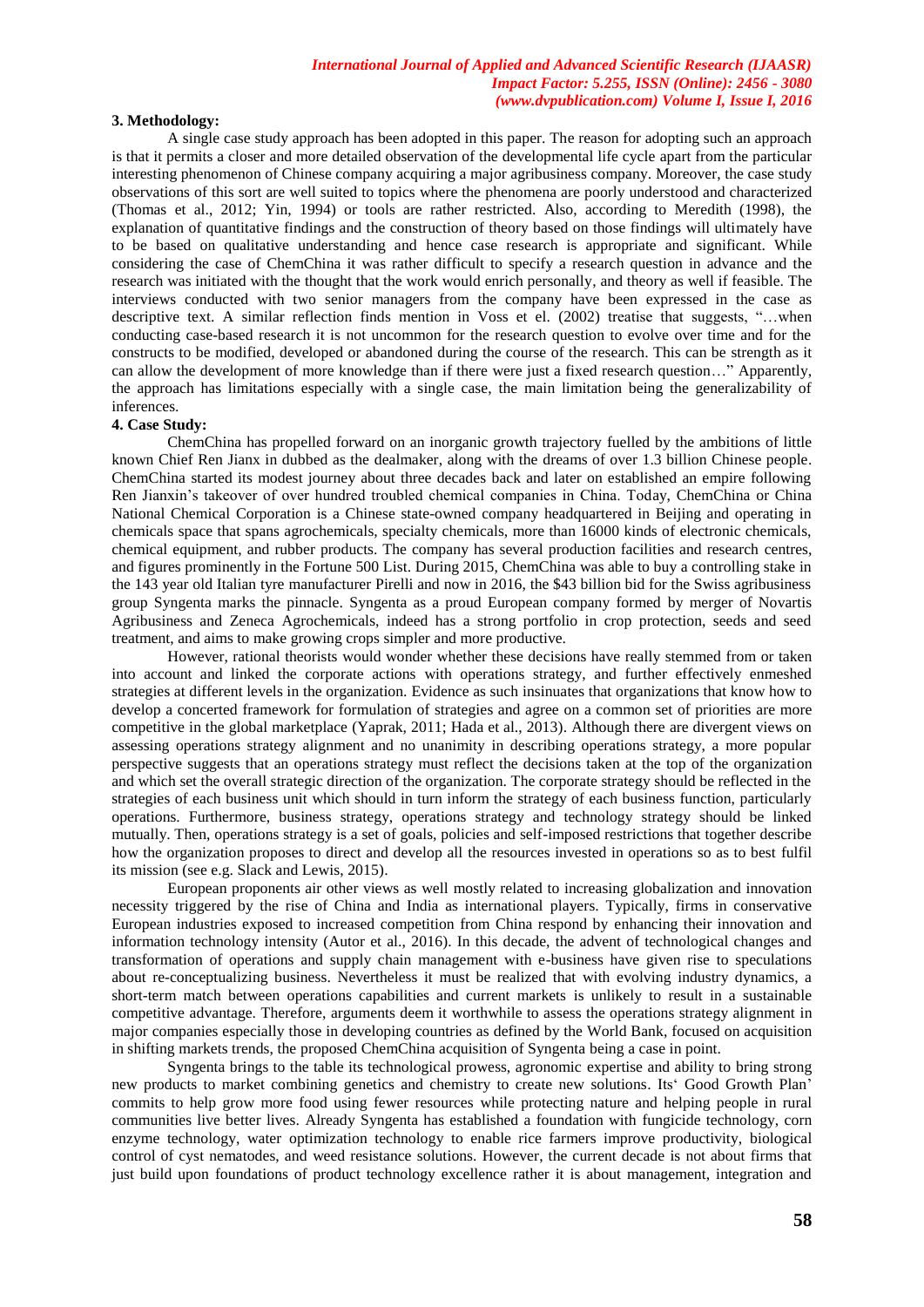### 3. Methodology:

A single case study approach has been adopted in this paper. The reason for adopting such an approach is that it permits a closer and more detailed observation of the developmental life cycle apart from the particular interesting phenomenon of Chinese company acquiring a major agribusiness company. Moreover, the case study observations of this sort are well suited to topics where the phenomena are poorly understood and characterized (Thomas et al., 2012; Yin, 1994) or tools are rather restricted. Also, according to Meredith (1998), the explanation of quantitative findings and the construction of theory based on those findings will ultimately have to be based on qualitative understanding and hence case research is appropriate and significant. While considering the case of ChemChina it was rather difficult to specify a research question in advance and the research was initiated with the thought that the work would enrich personally, and theory as well if feasible. The interviews conducted with two senior managers from the company have been expressed in the case as descriptive text. A similar reflection finds mention in Voss et el. (2002) treatise that suggests, "…when conducting case-based research it is not uncommon for the research question to evolve over time and for the constructs to be modified, developed or abandoned during the course of the research. This can be strength as it can allow the development of more knowledge than if there were just a fixed research question…" Apparently, the approach has limitations especially with a single case, the main limitation being the generalizability of inferences.

### 4. Case Study:

ChemChina has propelled forward on an inorganic growth trajectory fuelled by the ambitions of little known Chief Ren Jianx in dubbed as the dealmaker, along with the dreams of over 1.3 billion Chinese people. ChemChina started its modest journey about three decades back and later on established an empire following Ren Jianxin's takeover of over hundred troubled chemical companies in China. Today, ChemChina or China National Chemical Corporation is a Chinese state-owned company headquartered in Beijing and operating in chemicals space that spans agrochemicals, specialty chemicals, more than 16000 kinds of electronic chemicals, chemical equipment, and rubber products. The company has several production facilities and research centres, and figures prominently in the Fortune 500 List. During 2015, ChemChina was able to buy a controlling stake in the 143 year old Italian tyre manufacturer Pirelli and now in 2016, the $43 billion bid for the Swiss agribusiness group Syngenta marks the pinnacle. Syngenta as a proud European company formed by merger of Novartis Agribusiness and Zeneca Agrochemicals, indeed has a strong portfolio in crop protection, seeds and seed treatment, and aims to make growing crops simpler and more productive.

However, rational theorists would wonder whether these decisions have really stemmed from or taken into account and linked the corporate actions with operations strategy, and further effectively enmeshed strategies at different levels in the organization. Evidence as such insinuates that organizations that know how to develop a concerted framework for formulation of strategies and agree on a common set of priorities are more competitive in the global marketplace (Yaprak, 2011; Hada et al., 2013). Although there are divergent views on assessing operations strategy alignment and no unanimity in describing operations strategy, a more popular perspective suggests that an operations strategy must reflect the decisions taken at the top of the organization and which set the overall strategic direction of the organization. The corporate strategy should be reflected in the strategies of each business unit which should in turn inform the strategy of each business function, particularly operations. Furthermore, business strategy, operations strategy and technology strategy should be linked mutually. Then, operations strategy is a set of goals, policies and self-imposed restrictions that together describe how the organization proposes to direct and develop all the resources invested in operations so as to best fulfil its mission (see e.g. Slack and Lewis, 2015).

European proponents air other views as well mostly related to increasing globalization and innovation necessity triggered by the rise of China and India as international players. Typically, firms in conservative European industries exposed to increased competition from China respond by enhancing their innovation and information technology intensity (Autor et al., 2016). In this decade, the advent of technological changes and transformation of operations and supply chain management with e-business have given rise to speculations about re-conceptualizing business. Nevertheless it must be realized that with evolving industry dynamics, a short-term match between operations capabilities and current markets is unlikely to result in a sustainable competitive advantage. Therefore, arguments deem it worthwhile to assess the operations strategy alignment in major companies especially those in developing countries as defined by the World Bank, focused on acquisition in shifting markets trends, the proposed ChemChina acquisition of Syngenta being a case in point.

Syngenta brings to the table its technological prowess, agronomic expertise and ability to bring strong new products to market combining genetics and chemistry to create new solutions. Its' Good Growth Plan' commits to help grow more food using fewer resources while protecting nature and helping people in rural communities live better lives. Already Syngenta has established a foundation with fungicide technology, corn enzyme technology, water optimization technology to enable rice farmers improve productivity, biological control of cyst nematodes, and weed resistance solutions. However, the current decade is not about firms that just build upon foundations of product technology excellence rather it is about management, integration and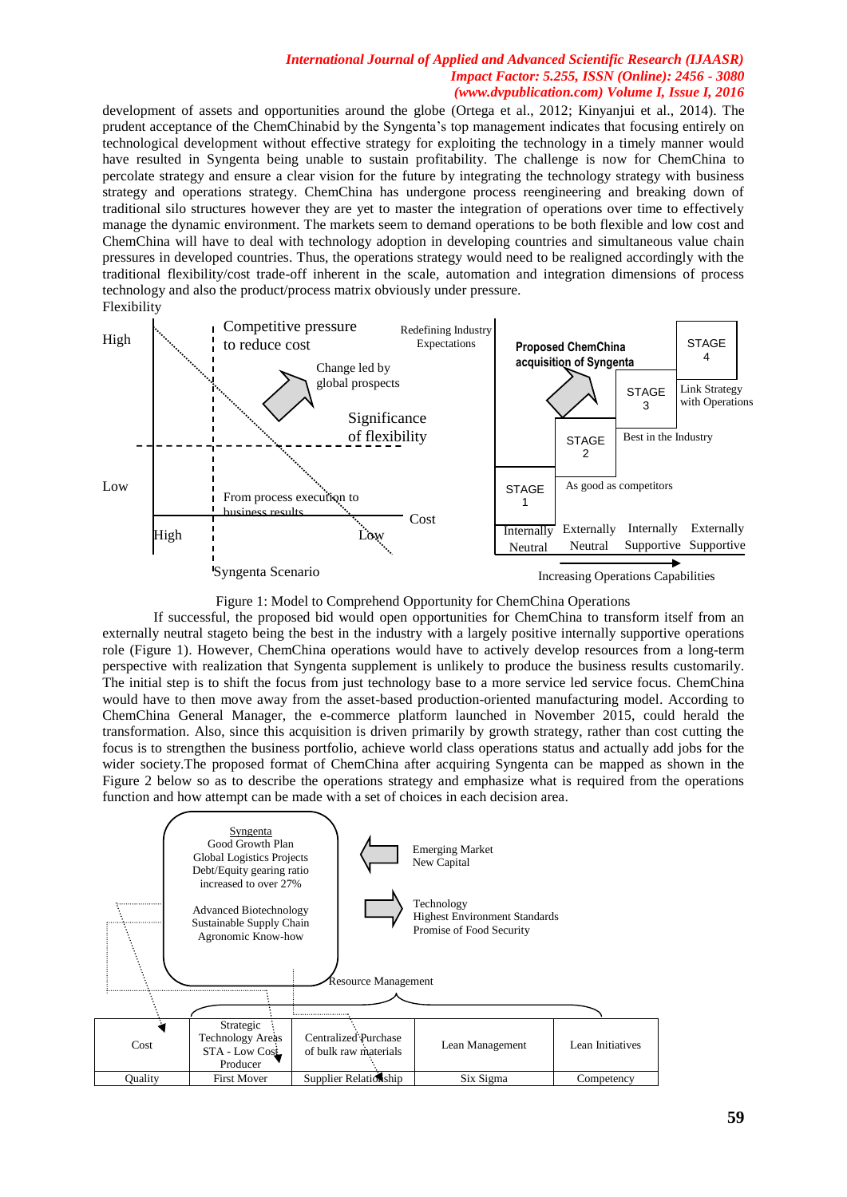development of assets and opportunities around the globe (Ortega et al., 2012; Kinyanjui et al., 2014). The prudent acceptance of the ChemChinabid by the Syngenta's top management indicates that focusing entirely on technological development without effective strategy for exploiting the technology in a timely manner would have resulted in Syngenta being unable to sustain profitability. The challenge is now for ChemChina to percolate strategy and ensure a clear vision for the future by integrating the technology strategy with business strategy and operations strategy. ChemChina has undergone process reengineering and breaking down of traditional silo structures however they are yet to master the integration of operations over time to effectively manage the dynamic environment. The markets seem to demand operations to be both flexible and low cost and ChemChina will have to deal with technology adoption in developing countries and simultaneous value chain pressures in developed countries. Thus, the operations strategy would need to be realigned accordingly with the traditional flexibility/cost trade-off inherent in the scale, automation and integration dimensions of process technology and also the product/process matrix obviously under pressure.

Flexibility

High

Low

Competitive pressure to reduce cost

Change led by global prospects

Significance of flexibility

From process execution to business results

High

Low

Cost

Syngenta Scenario

Redefining Industry Expectations

Proposed ChemChina acquisition of Syngenta

STAGE 1

STAGE 2

STAGE 3

STAGE 4

As good as competitors

Best in the Industry

Link Strategy with Operations

Internally Neutral

Externally Neutral

Internally Supportive

Externally Supportive

Increasing Operations Capabilities

Figure 1: Model to Comprehend Opportunity for ChemChina Operations

If successful, the proposed bid would open opportunities for ChemChina to transform itself from an externally neutral stageto being the best in the industry with a largely positive internally supportive operations role (Figure 1). However, ChemChina operations would have to actively develop resources from a long-term perspective with realization that Syngenta supplement is unlikely to produce the business results customarily. The initial step is to shift the focus from just technology base to a more service led service focus. ChemChina would have to then move away from the asset-based production-oriented manufacturing model. According to ChemChina General Manager, the e-commerce platform launched in November 2015, could herald the transformation. Also, since this acquisition is driven primarily by growth strategy, rather than cost cutting the focus is to strengthen the business portfolio, achieve world class operations status and actually add jobs for the wider society.The proposed format of ChemChina after acquiring Syngenta can be mapped as shown in the Figure 2 below so as to describe the operations strategy and emphasize what is required from the operations function and how attempt can be made with a set of choices in each decision area.

Syngenta

Good Growth Plan

Global Logistics Projects

Debt/Equity gearing ratio increased to over 27%

Advanced Biotechnology

Sustainable Supply Chain

Agronomic Know-how

Emerging Market

New Capital

Technology

Highest Environment Standards

Promise of Food Security

Resource Management

| | | | | |
|---|---|---|---|---|
| Cost | Strategic Technology Areas STA - Low Cost Producer | Centralized Purchase of bulk raw materials | Lean Management | Lean Initiatives |
| Quality | First Mover | Supplier Relationship | Six Sigma | Competency |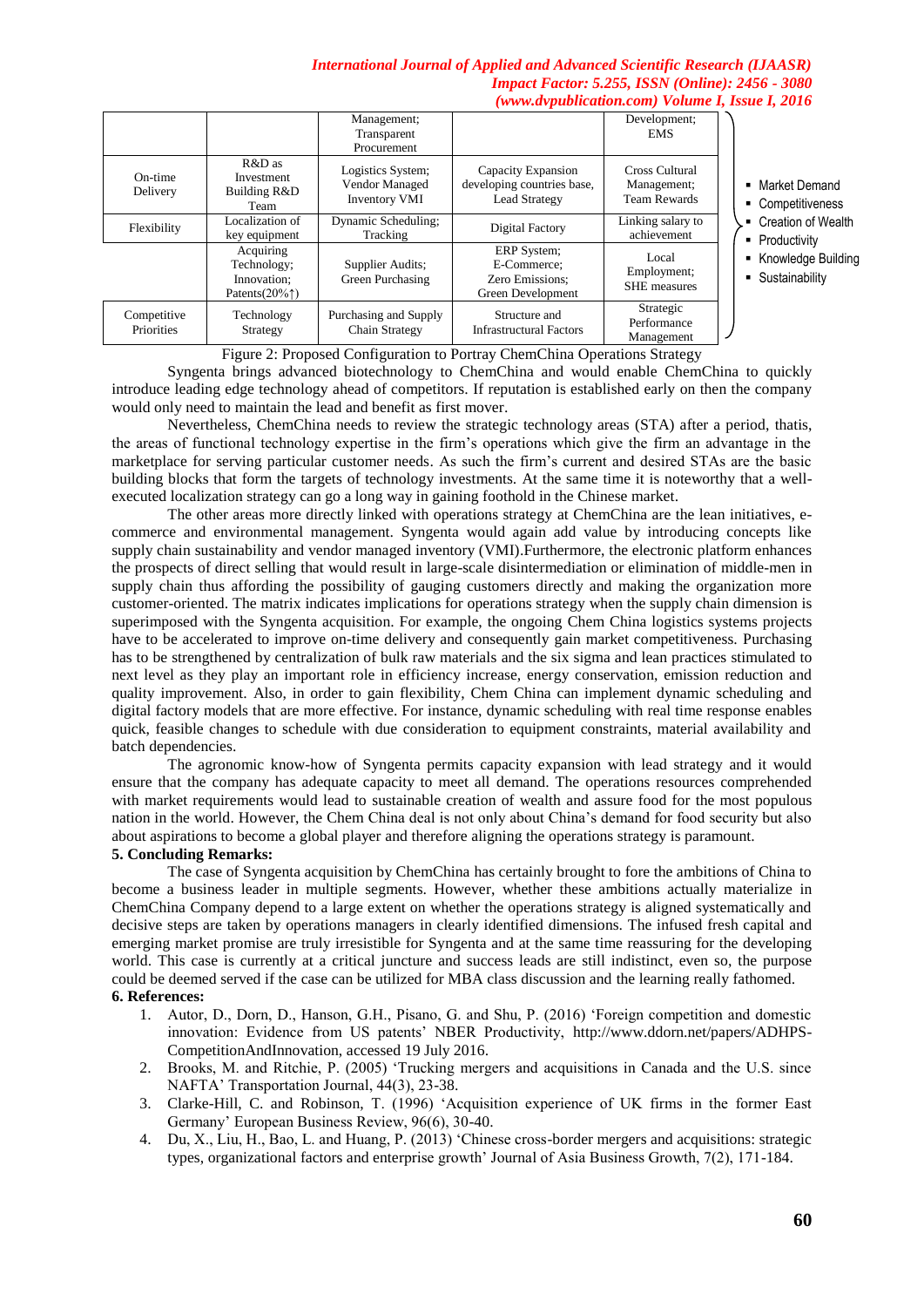|  |  | Management; Transparent Procurement |  | Development; EMS |
|---|---|---|---|---|
| On-time Delivery | R&D as Investment Building R&D Team | Logistics System; Vendor Managed Inventory VMI | Capacity Expansion developing countries base, Lead Strategy | Cross Cultural Management; Team Rewards |
| Flexibility | Localization of key equipment | Dynamic Scheduling; Tracking | Digital Factory | Linking salary to achievement |
|  | Acquiring Technology; Innovation; Patents(20%↑) | Supplier Audits; Green Purchasing | ERP System; E-Commerce; Zero Emissions; Green Development | Local Employment; SHE measures |
| Competitive Priorities | Technology Strategy | Purchasing and Supply Chain Strategy | Structure and Infrastructural Factors | Strategic Performance Management |

- Market Demand
- Competitiveness
- Creation of Wealth
- Productivity
- Knowledge Building
- Sustainability

Figure 2: Proposed Configuration to Portray ChemChina Operations Strategy

Syngenta brings advanced biotechnology to ChemChina and would enable ChemChina to quickly introduce leading edge technology ahead of competitors. If reputation is established early on then the company would only need to maintain the lead and benefit as first mover.

Nevertheless, ChemChina needs to review the strategic technology areas (STA) after a period, thatis, the areas of functional technology expertise in the firm's operations which give the firm an advantage in the marketplace for serving particular customer needs. As such the firm's current and desired STAs are the basic building blocks that form the targets of technology investments. At the same time it is noteworthy that a well-executed localization strategy can go a long way in gaining foothold in the Chinese market.

The other areas more directly linked with operations strategy at ChemChina are the lean initiatives, e-commerce and environmental management. Syngenta would again add value by introducing concepts like supply chain sustainability and vendor managed inventory (VMI).Furthermore, the electronic platform enhances the prospects of direct selling that would result in large-scale disintermediation or elimination of middle-men in supply chain thus affording the possibility of gauging customers directly and making the organization more customer-oriented. The matrix indicates implications for operations strategy when the supply chain dimension is superimposed with the Syngenta acquisition. For example, the ongoing Chem China logistics systems projects have to be accelerated to improve on-time delivery and consequently gain market competitiveness. Purchasing has to be strengthened by centralization of bulk raw materials and the six sigma and lean practices stimulated to next level as they play an important role in efficiency increase, energy conservation, emission reduction and quality improvement. Also, in order to gain flexibility, Chem China can implement dynamic scheduling and digital factory models that are more effective. For instance, dynamic scheduling with real time response enables quick, feasible changes to schedule with due consideration to equipment constraints, material availability and batch dependencies.

The agronomic know-how of Syngenta permits capacity expansion with lead strategy and it would ensure that the company has adequate capacity to meet all demand. The operations resources comprehended with market requirements would lead to sustainable creation of wealth and assure food for the most populous nation in the world. However, the Chem China deal is not only about China's demand for food security but also about aspirations to become a global player and therefore aligning the operations strategy is paramount.

**5. Concluding Remarks:**

The case of Syngenta acquisition by ChemChina has certainly brought to fore the ambitions of China to become a business leader in multiple segments. However, whether these ambitions actually materialize in ChemChina Company depend to a large extent on whether the operations strategy is aligned systematically and decisive steps are taken by operations managers in clearly identified dimensions. The infused fresh capital and emerging market promise are truly irresistible for Syngenta and at the same time reassuring for the developing world. This case is currently at a critical juncture and success leads are still indistinct, even so, the purpose could be deemed served if the case can be utilized for MBA class discussion and the learning really fathomed.

**6. References:**

1. Autor, D., Dorn, D., Hanson, G.H., Pisano, G. and Shu, P. (2016) 'Foreign competition and domestic innovation: Evidence from US patents' NBER Productivity, http://www.ddorn.net/papers/ADHPS-CompetitionAndInnovation, accessed 19 July 2016.
2. Brooks, M. and Ritchie, P. (2005) 'Trucking mergers and acquisitions in Canada and the U.S. since NAFTA' Transportation Journal, 44(3), 23-38.
3. Clarke-Hill, C. and Robinson, T. (1996) 'Acquisition experience of UK firms in the former East Germany' European Business Review, 96(6), 30-40.
4. Du, X., Liu, H., Bao, L. and Huang, P. (2013) 'Chinese cross-border mergers and acquisitions: strategic types, organizational factors and enterprise growth' Journal of Asia Business Growth, 7(2), 171-184.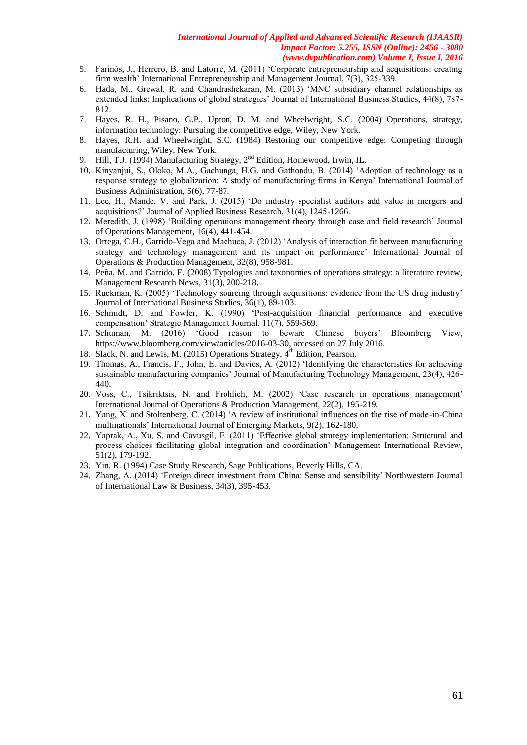5. Farinós, J., Herrero, B. and Latorre, M. (2011) 'Corporate entrepreneurship and acquisitions: creating firm wealth' International Entrepreneurship and Management Journal, 7(3), 325-339.
6. Hada, M., Grewal, R. and Chandrashekaran, M. (2013) 'MNC subsidiary channel relationships as extended links: Implications of global strategies' Journal of International Business Studies, 44(8), 787-812.
7. Hayes, R. H., Pisano, G.P., Upton, D. M. and Wheelwright, S.C. (2004) Operations, strategy, information technology: Pursuing the competitive edge, Wiley, New York.
8. Hayes, R.H. and Wheelwright, S.C. (1984) Restoring our competitive edge: Competing through manufacturing, Wiley, New York.
9. Hill, T.J. (1994) Manufacturing Strategy, 2nd Edition, Homewood, Irwin, IL.
10. Kinyanjui, S., Oloko, M.A., Gachunga, H.G. and Gathondu, B. (2014) 'Adoption of technology as a response strategy to globalization: A study of manufacturing firms in Kenya' International Journal of Business Administration, 5(6), 77-87.
11. Lee, H., Mande, V. and Park, J. (2015) 'Do industry specialist auditors add value in mergers and acquisitions?' Journal of Applied Business Research, 31(4), 1245-1266.
12. Meredith, J. (1998) 'Building operations management theory through case and field research' Journal of Operations Management, 16(4), 441-454.
13. Ortega, C.H., Garrido-Vega and Machuca, J. (2012) 'Analysis of interaction fit between manufacturing strategy and technology management and its impact on performance' International Journal of Operations & Production Management, 32(8), 958-981.
14. Peña, M. and Garrido, E. (2008) Typologies and taxonomies of operations strategy: a literature review, Management Research News, 31(3), 200-218.
15. Ruckman, K. (2005) 'Technology sourcing through acquisitions: evidence from the US drug industry' Journal of International Business Studies, 36(1), 89-103.
16. Schmidt, D. and Fowler, K. (1990) 'Post-acquisition financial performance and executive compensation' Strategic Management Journal, 11(7), 559-569.
17. Schuman, M. (2016) 'Good reason to beware Chinese buyers' Bloomberg View, https://www.bloomberg.com/view/articles/2016-03-30, accessed on 27 July 2016.
18. Slack, N. and Lewis, M. (2015) Operations Strategy, 4th Edition, Pearson.
19. Thomas, A., Francis, F., John, E. and Davies, A. (2012) 'Identifying the characteristics for achieving sustainable manufacturing companies' Journal of Manufacturing Technology Management, 23(4), 426-440.
20. Voss, C., Tsikriktsis, N. and Frohlich, M. (2002) 'Case research in operations management' International Journal of Operations & Production Management, 22(2), 195-219.
21. Yang, X. and Stoltenberg, C. (2014) 'A review of institutional influences on the rise of made-in-China multinationals' International Journal of Emerging Markets, 9(2), 162-180.
22. Yaprak, A., Xu, S. and Cavusgil, E. (2011) 'Effective global strategy implementation: Structural and process choices facilitating global integration and coordination' Management International Review, 51(2), 179-192.
23. Yin, R. (1994) Case Study Research, Sage Publications, Beverly Hills, CA.
24. Zhang, A. (2014) 'Foreign direct investment from China: Sense and sensibility' Northwestern Journal of International Law & Business, 34(3), 395-453.